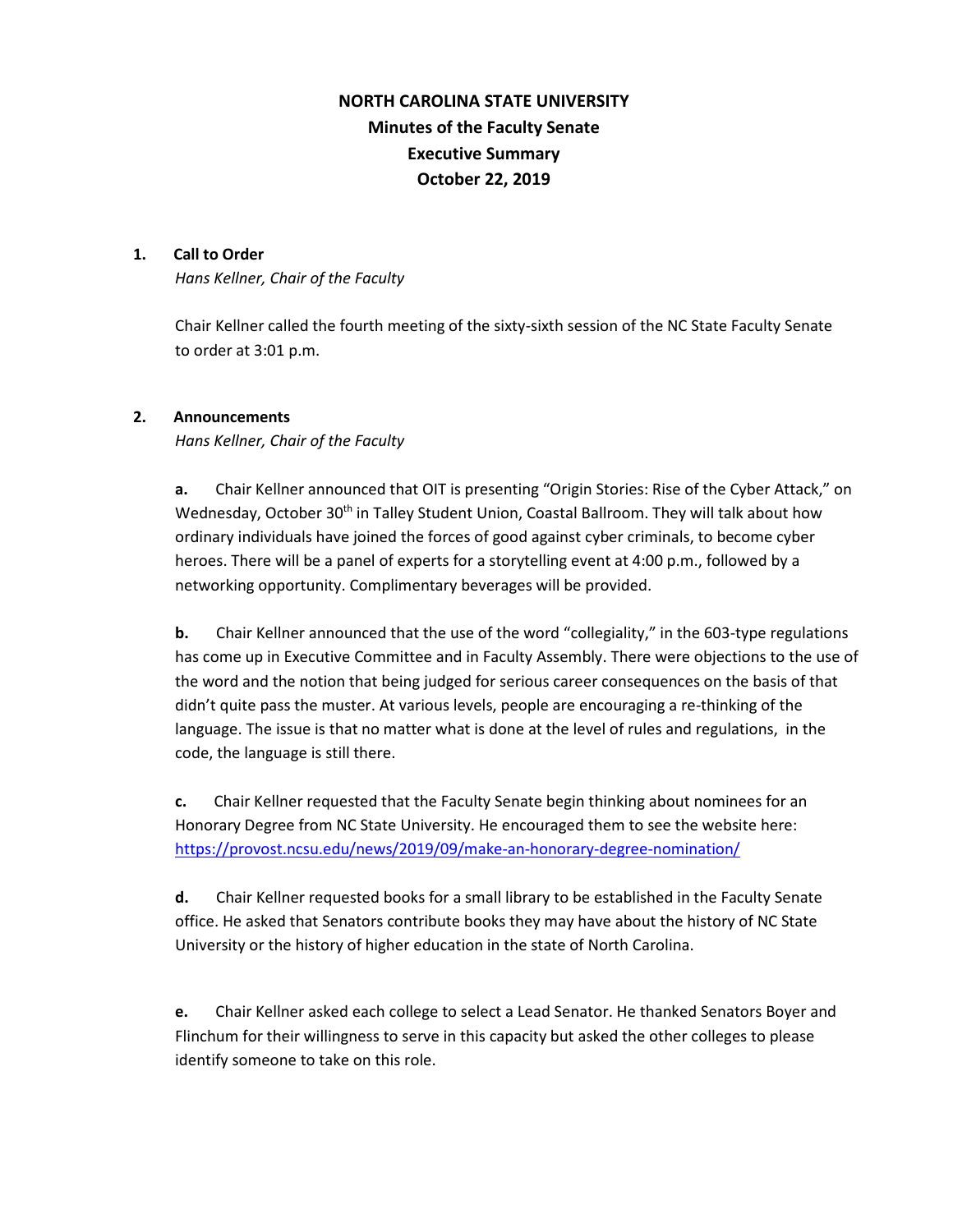# NORTH CAROLINA STATE UNIVERSITY
## Minutes of the Faculty Senate
## Executive Summary
## October 22, 2019

**1. Call to Order**

*Hans Kellner, Chair of the Faculty*

Chair Kellner called the fourth meeting of the sixty-sixth session of the NC State Faculty Senate to order at 3:01 p.m.

**2. Announcements**

*Hans Kellner, Chair of the Faculty*

**a.** Chair Kellner announced that OIT is presenting "Origin Stories: Rise of the Cyber Attack," on Wednesday, October 30th in Talley Student Union, Coastal Ballroom. They will talk about how ordinary individuals have joined the forces of good against cyber criminals, to become cyber heroes. There will be a panel of experts for a storytelling event at 4:00 p.m., followed by a networking opportunity. Complimentary beverages will be provided.

**b.** Chair Kellner announced that the use of the word "collegiality," in the 603-type regulations has come up in Executive Committee and in Faculty Assembly. There were objections to the use of the word and the notion that being judged for serious career consequences on the basis of that didn't quite pass the muster. At various levels, people are encouraging a re-thinking of the language. The issue is that no matter what is done at the level of rules and regulations, in the code, the language is still there.

**c.** Chair Kellner requested that the Faculty Senate begin thinking about nominees for an Honorary Degree from NC State University. He encouraged them to see the website here: [https://provost.ncsu.edu/news/2019/09/make-an-honorary-degree-nomination/](https://provost.ncsu.edu/news/2019/09/make-an-honorary-degree-nomination/)

**d.** Chair Kellner requested books for a small library to be established in the Faculty Senate office. He asked that Senators contribute books they may have about the history of NC State University or the history of higher education in the state of North Carolina.

**e.** Chair Kellner asked each college to select a Lead Senator. He thanked Senators Boyer and Flinchum for their willingness to serve in this capacity but asked the other colleges to please identify someone to take on this role.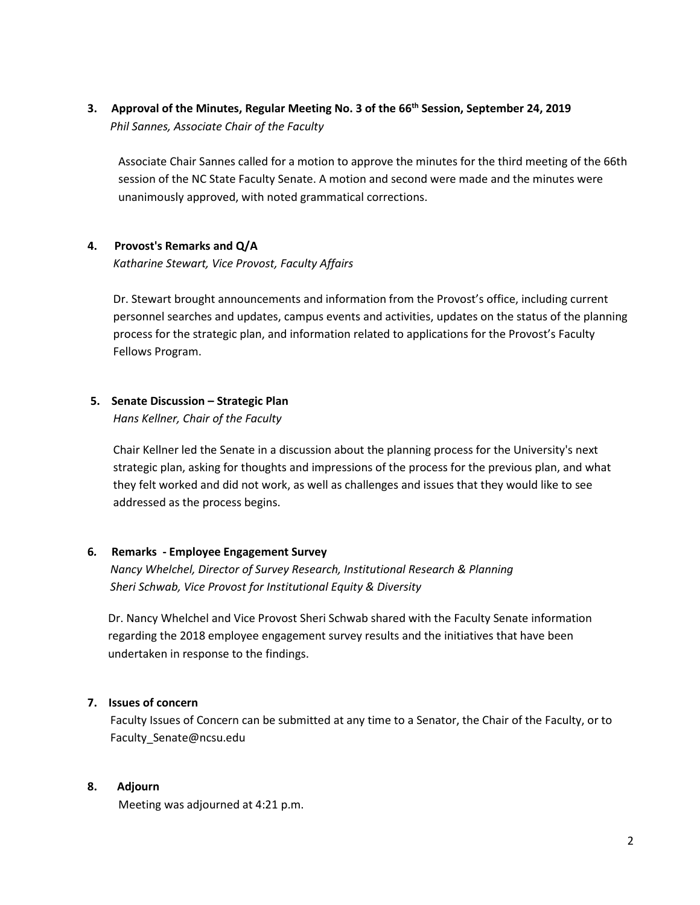### 3. Approval of the Minutes, Regular Meeting No. 3 of the 66th Session, September 24, 2019

*Phil Sannes, Associate Chair of the Faculty*

Associate Chair Sannes called for a motion to approve the minutes for the third meeting of the 66th session of the NC State Faculty Senate. A motion and second were made and the minutes were unanimously approved, with noted grammatical corrections.

### 4. Provost's Remarks and Q/A

*Katharine Stewart, Vice Provost, Faculty Affairs*

Dr. Stewart brought announcements and information from the Provost's office, including current personnel searches and updates, campus events and activities, updates on the status of the planning process for the strategic plan, and information related to applications for the Provost's Faculty Fellows Program.

### 5. Senate Discussion – Strategic Plan

*Hans Kellner, Chair of the Faculty*

Chair Kellner led the Senate in a discussion about the planning process for the University's next strategic plan, asking for thoughts and impressions of the process for the previous plan, and what they felt worked and did not work, as well as challenges and issues that they would like to see addressed as the process begins.

### 6. Remarks - Employee Engagement Survey

*Nancy Whelchel, Director of Survey Research, Institutional Research & Planning*
*Sheri Schwab, Vice Provost for Institutional Equity & Diversity*

Dr. Nancy Whelchel and Vice Provost Sheri Schwab shared with the Faculty Senate information regarding the 2018 employee engagement survey results and the initiatives that have been undertaken in response to the findings.

### 7. Issues of concern

Faculty Issues of Concern can be submitted at any time to a Senator, the Chair of the Faculty, or to Faculty_Senate@ncsu.edu

### 8. Adjourn

Meeting was adjourned at 4:21 p.m.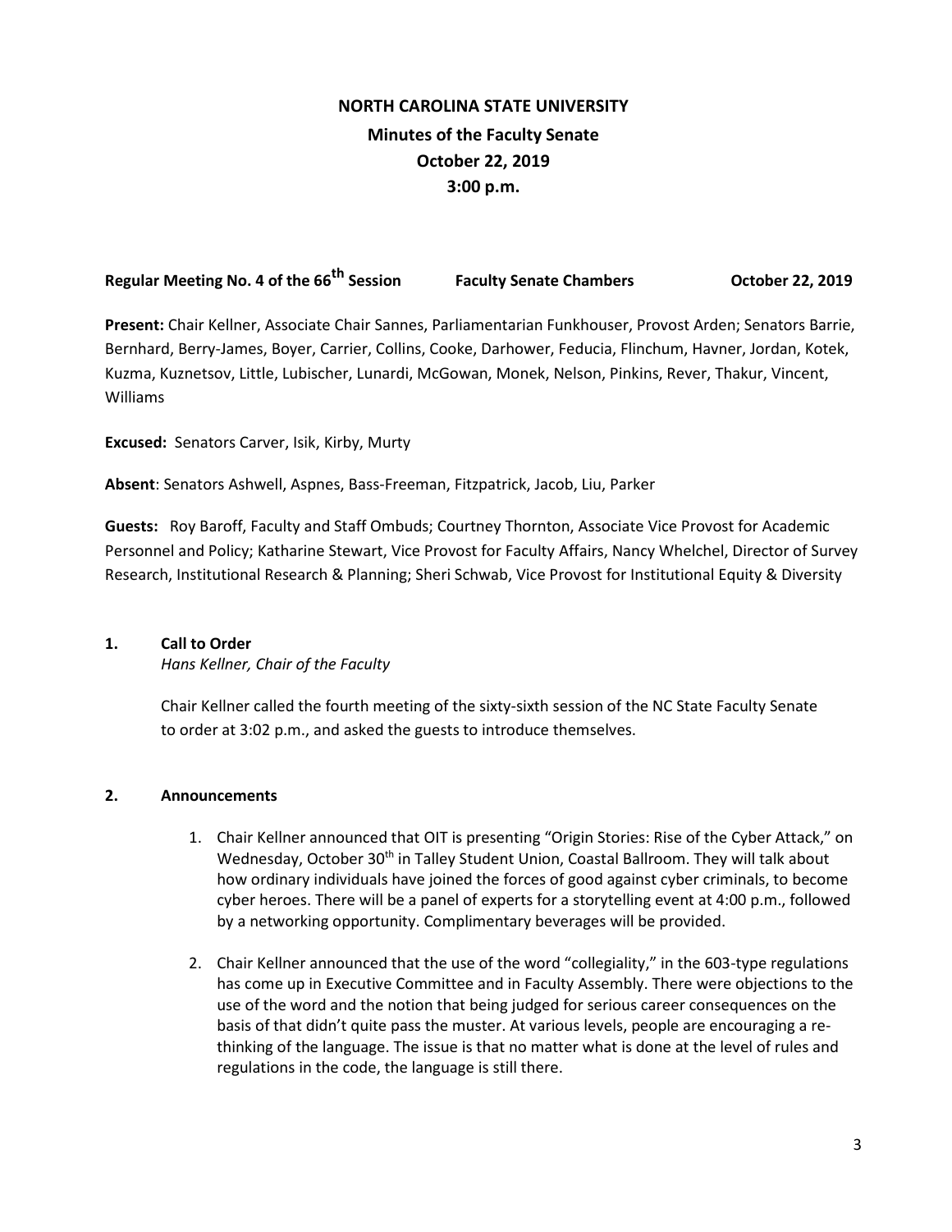# NORTH CAROLINA STATE UNIVERSITY

## Minutes of the Faculty Senate

## October 22, 2019

## 3:00 p.m.

**Regular Meeting No. 4 of the 66th Session** **Faculty Senate Chambers** **October 22, 2019**

**Present:** Chair Kellner, Associate Chair Sannes, Parliamentarian Funkhouser, Provost Arden; Senators Barrie, Bernhard, Berry-James, Boyer, Carrier, Collins, Cooke, Darhower, Feducia, Flinchum, Havner, Jordan, Kotek, Kuzma, Kuznetsov, Little, Lubischer, Lunardi, McGowan, Monek, Nelson, Pinkins, Rever, Thakur, Vincent, Williams

**Excused:** Senators Carver, Isik, Kirby, Murty

**Absent**: Senators Ashwell, Aspnes, Bass-Freeman, Fitzpatrick, Jacob, Liu, Parker

**Guests:** Roy Baroff, Faculty and Staff Ombuds; Courtney Thornton, Associate Vice Provost for Academic Personnel and Policy; Katharine Stewart, Vice Provost for Faculty Affairs, Nancy Whelchel, Director of Survey Research, Institutional Research & Planning; Sheri Schwab, Vice Provost for Institutional Equity & Diversity

**1. Call to Order**

*Hans Kellner, Chair of the Faculty*

Chair Kellner called the fourth meeting of the sixty-sixth session of the NC State Faculty Senate to order at 3:02 p.m., and asked the guests to introduce themselves.

**2. Announcements**

1. Chair Kellner announced that OIT is presenting "Origin Stories: Rise of the Cyber Attack," on Wednesday, October 30th in Talley Student Union, Coastal Ballroom. They will talk about how ordinary individuals have joined the forces of good against cyber criminals, to become cyber heroes. There will be a panel of experts for a storytelling event at 4:00 p.m., followed by a networking opportunity. Complimentary beverages will be provided.

2. Chair Kellner announced that the use of the word "collegiality," in the 603-type regulations has come up in Executive Committee and in Faculty Assembly. There were objections to the use of the word and the notion that being judged for serious career consequences on the basis of that didn't quite pass the muster. At various levels, people are encouraging a re-thinking of the language. The issue is that no matter what is done at the level of rules and regulations in the code, the language is still there.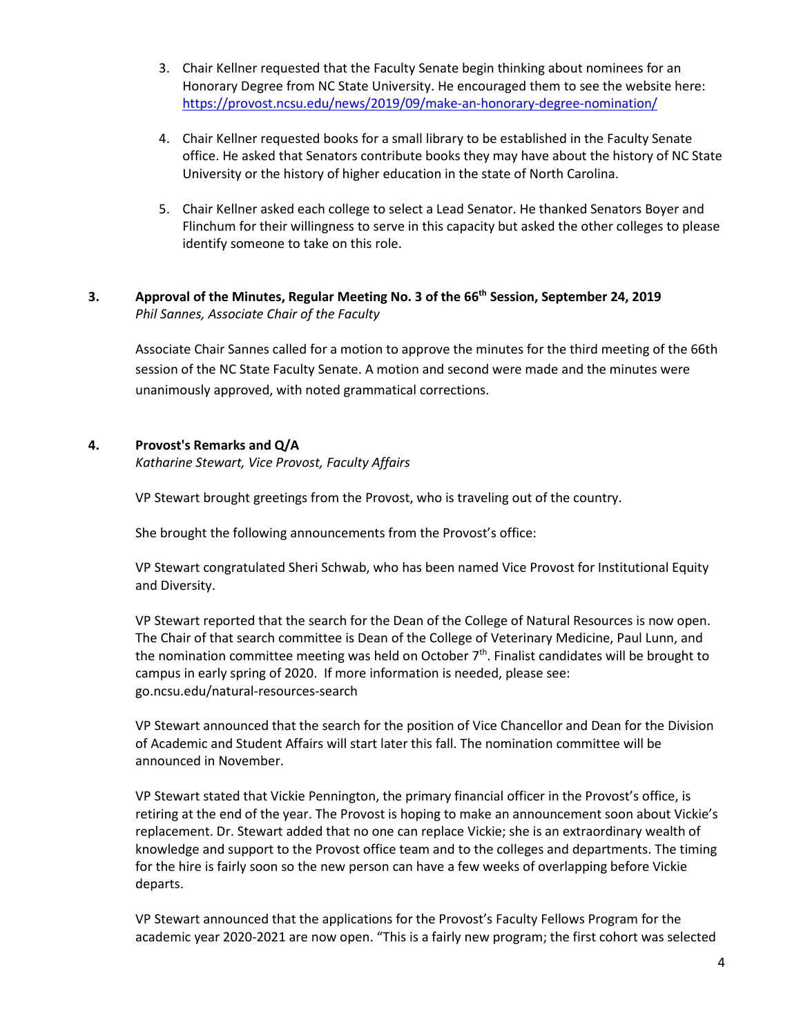3. Chair Kellner requested that the Faculty Senate begin thinking about nominees for an Honorary Degree from NC State University. He encouraged them to see the website here: https://provost.ncsu.edu/news/2019/09/make-an-honorary-degree-nomination/

4. Chair Kellner requested books for a small library to be established in the Faculty Senate office. He asked that Senators contribute books they may have about the history of NC State University or the history of higher education in the state of North Carolina.

5. Chair Kellner asked each college to select a Lead Senator. He thanked Senators Boyer and Flinchum for their willingness to serve in this capacity but asked the other colleges to please identify someone to take on this role.

**3. Approval of the Minutes, Regular Meeting No. 3 of the 66th Session, September 24, 2019**
*Phil Sannes, Associate Chair of the Faculty*

Associate Chair Sannes called for a motion to approve the minutes for the third meeting of the 66th session of the NC State Faculty Senate. A motion and second were made and the minutes were unanimously approved, with noted grammatical corrections.

**4. Provost's Remarks and Q/A**
*Katharine Stewart, Vice Provost, Faculty Affairs*

VP Stewart brought greetings from the Provost, who is traveling out of the country.

She brought the following announcements from the Provost's office:

VP Stewart congratulated Sheri Schwab, who has been named Vice Provost for Institutional Equity and Diversity.

VP Stewart reported that the search for the Dean of the College of Natural Resources is now open. The Chair of that search committee is Dean of the College of Veterinary Medicine, Paul Lunn, and the nomination committee meeting was held on October 7th. Finalist candidates will be brought to campus in early spring of 2020. If more information is needed, please see: go.ncsu.edu/natural-resources-search

VP Stewart announced that the search for the position of Vice Chancellor and Dean for the Division of Academic and Student Affairs will start later this fall. The nomination committee will be announced in November.

VP Stewart stated that Vickie Pennington, the primary financial officer in the Provost's office, is retiring at the end of the year. The Provost is hoping to make an announcement soon about Vickie's replacement. Dr. Stewart added that no one can replace Vickie; she is an extraordinary wealth of knowledge and support to the Provost office team and to the colleges and departments. The timing for the hire is fairly soon so the new person can have a few weeks of overlapping before Vickie departs.

VP Stewart announced that the applications for the Provost's Faculty Fellows Program for the academic year 2020-2021 are now open. "This is a fairly new program; the first cohort was selected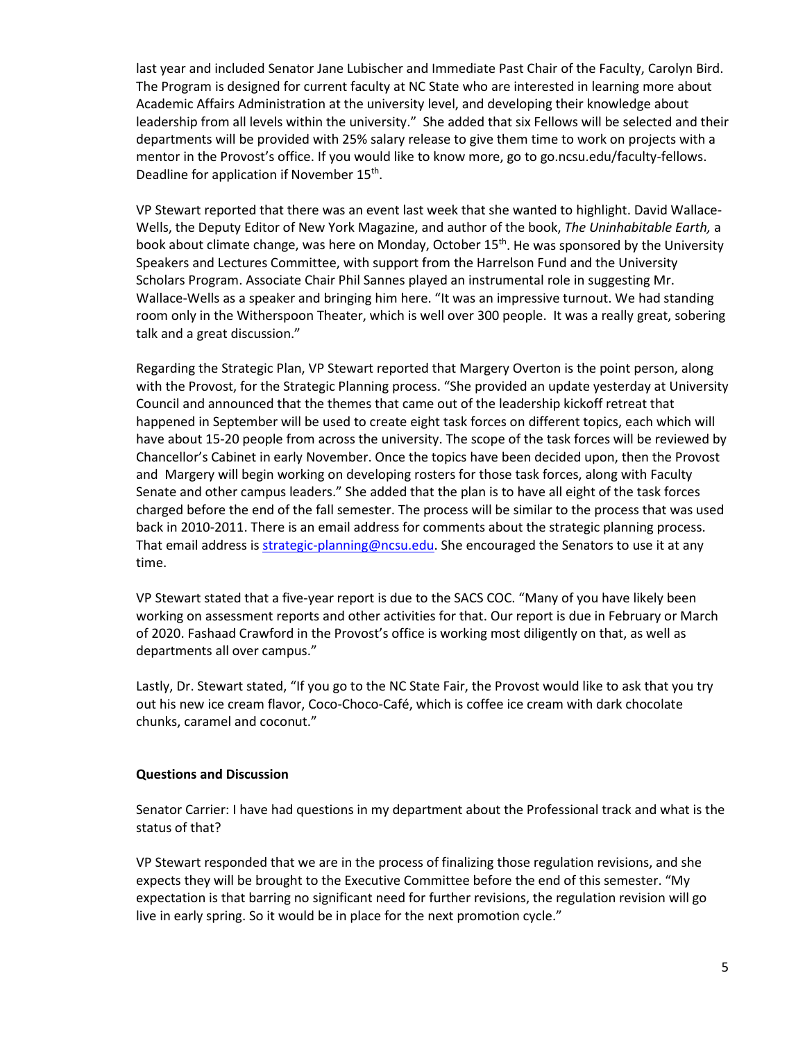last year and included Senator Jane Lubischer and Immediate Past Chair of the Faculty, Carolyn Bird. The Program is designed for current faculty at NC State who are interested in learning more about Academic Affairs Administration at the university level, and developing their knowledge about leadership from all levels within the university." She added that six Fellows will be selected and their departments will be provided with 25% salary release to give them time to work on projects with a mentor in the Provost's office. If you would like to know more, go to go.ncsu.edu/faculty-fellows. Deadline for application if November 15th.

VP Stewart reported that there was an event last week that she wanted to highlight. David Wallace-Wells, the Deputy Editor of New York Magazine, and author of the book, *The Uninhabitable Earth,* a book about climate change, was here on Monday, October 15th. He was sponsored by the University Speakers and Lectures Committee, with support from the Harrelson Fund and the University Scholars Program. Associate Chair Phil Sannes played an instrumental role in suggesting Mr. Wallace-Wells as a speaker and bringing him here. "It was an impressive turnout. We had standing room only in the Witherspoon Theater, which is well over 300 people. It was a really great, sobering talk and a great discussion."

Regarding the Strategic Plan, VP Stewart reported that Margery Overton is the point person, along with the Provost, for the Strategic Planning process. "She provided an update yesterday at University Council and announced that the themes that came out of the leadership kickoff retreat that happened in September will be used to create eight task forces on different topics, each which will have about 15-20 people from across the university. The scope of the task forces will be reviewed by Chancellor's Cabinet in early November. Once the topics have been decided upon, then the Provost and Margery will begin working on developing rosters for those task forces, along with Faculty Senate and other campus leaders." She added that the plan is to have all eight of the task forces charged before the end of the fall semester. The process will be similar to the process that was used back in 2010-2011. There is an email address for comments about the strategic planning process. That email address is strategic-planning@ncsu.edu. She encouraged the Senators to use it at any time.

VP Stewart stated that a five-year report is due to the SACS COC. "Many of you have likely been working on assessment reports and other activities for that. Our report is due in February or March of 2020. Fashaad Crawford in the Provost's office is working most diligently on that, as well as departments all over campus."

Lastly, Dr. Stewart stated, "If you go to the NC State Fair, the Provost would like to ask that you try out his new ice cream flavor, Coco-Choco-Café, which is coffee ice cream with dark chocolate chunks, caramel and coconut."

**Questions and Discussion**

Senator Carrier: I have had questions in my department about the Professional track and what is the status of that?

VP Stewart responded that we are in the process of finalizing those regulation revisions, and she expects they will be brought to the Executive Committee before the end of this semester. "My expectation is that barring no significant need for further revisions, the regulation revision will go live in early spring. So it would be in place for the next promotion cycle."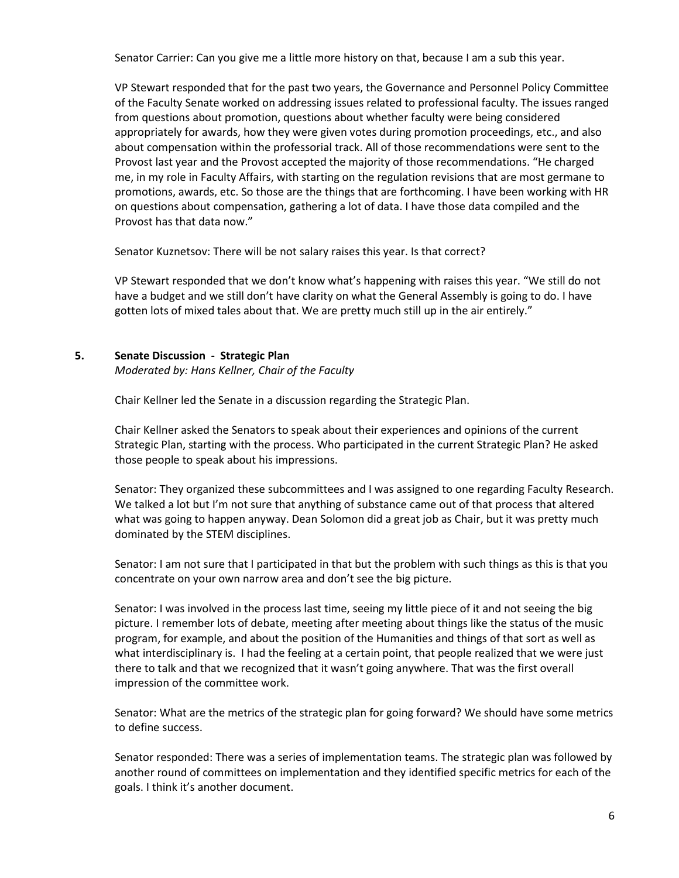Senator Carrier: Can you give me a little more history on that, because I am a sub this year.

VP Stewart responded that for the past two years, the Governance and Personnel Policy Committee of the Faculty Senate worked on addressing issues related to professional faculty. The issues ranged from questions about promotion, questions about whether faculty were being considered appropriately for awards, how they were given votes during promotion proceedings, etc., and also about compensation within the professorial track. All of those recommendations were sent to the Provost last year and the Provost accepted the majority of those recommendations. "He charged me, in my role in Faculty Affairs, with starting on the regulation revisions that are most germane to promotions, awards, etc. So those are the things that are forthcoming. I have been working with HR on questions about compensation, gathering a lot of data. I have those data compiled and the Provost has that data now."

Senator Kuznetsov: There will be not salary raises this year. Is that correct?

VP Stewart responded that we don't know what's happening with raises this year. "We still do not have a budget and we still don't have clarity on what the General Assembly is going to do. I have gotten lots of mixed tales about that. We are pretty much still up in the air entirely."

## 5. Senate Discussion - Strategic Plan

*Moderated by: Hans Kellner, Chair of the Faculty*

Chair Kellner led the Senate in a discussion regarding the Strategic Plan.

Chair Kellner asked the Senators to speak about their experiences and opinions of the current Strategic Plan, starting with the process. Who participated in the current Strategic Plan? He asked those people to speak about his impressions.

Senator: They organized these subcommittees and I was assigned to one regarding Faculty Research. We talked a lot but I'm not sure that anything of substance came out of that process that altered what was going to happen anyway. Dean Solomon did a great job as Chair, but it was pretty much dominated by the STEM disciplines.

Senator: I am not sure that I participated in that but the problem with such things as this is that you concentrate on your own narrow area and don't see the big picture.

Senator: I was involved in the process last time, seeing my little piece of it and not seeing the big picture. I remember lots of debate, meeting after meeting about things like the status of the music program, for example, and about the position of the Humanities and things of that sort as well as what interdisciplinary is. I had the feeling at a certain point, that people realized that we were just there to talk and that we recognized that it wasn't going anywhere. That was the first overall impression of the committee work.

Senator: What are the metrics of the strategic plan for going forward? We should have some metrics to define success.

Senator responded: There was a series of implementation teams. The strategic plan was followed by another round of committees on implementation and they identified specific metrics for each of the goals. I think it's another document.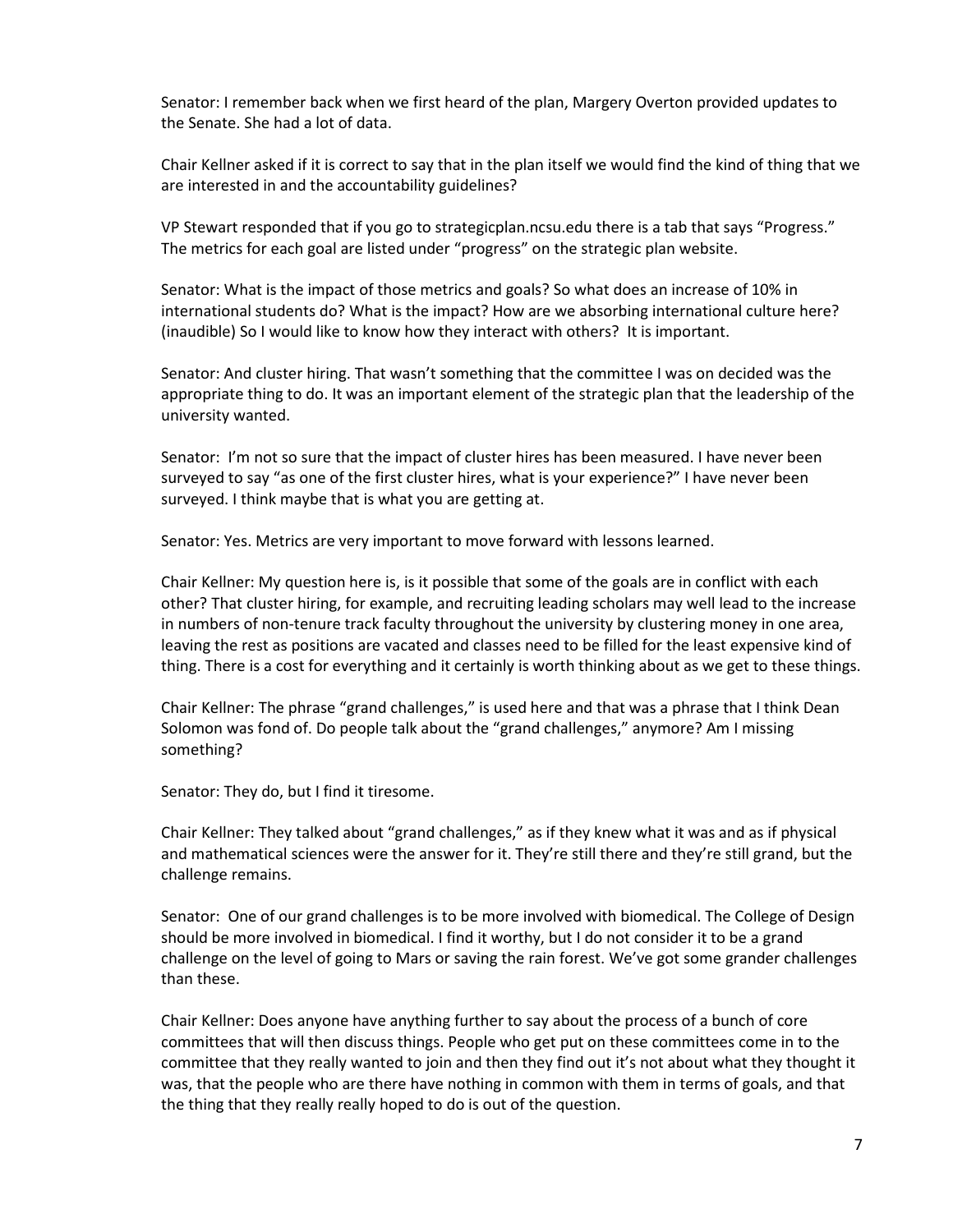Senator: I remember back when we first heard of the plan, Margery Overton provided updates to the Senate. She had a lot of data.

Chair Kellner asked if it is correct to say that in the plan itself we would find the kind of thing that we are interested in and the accountability guidelines?

VP Stewart responded that if you go to strategicplan.ncsu.edu there is a tab that says "Progress." The metrics for each goal are listed under "progress" on the strategic plan website.

Senator: What is the impact of those metrics and goals? So what does an increase of 10% in international students do? What is the impact? How are we absorbing international culture here? (inaudible) So I would like to know how they interact with others? It is important.

Senator: And cluster hiring. That wasn't something that the committee I was on decided was the appropriate thing to do. It was an important element of the strategic plan that the leadership of the university wanted.

Senator: I'm not so sure that the impact of cluster hires has been measured. I have never been surveyed to say "as one of the first cluster hires, what is your experience?" I have never been surveyed. I think maybe that is what you are getting at.

Senator: Yes. Metrics are very important to move forward with lessons learned.

Chair Kellner: My question here is, is it possible that some of the goals are in conflict with each other? That cluster hiring, for example, and recruiting leading scholars may well lead to the increase in numbers of non-tenure track faculty throughout the university by clustering money in one area, leaving the rest as positions are vacated and classes need to be filled for the least expensive kind of thing. There is a cost for everything and it certainly is worth thinking about as we get to these things.

Chair Kellner: The phrase "grand challenges," is used here and that was a phrase that I think Dean Solomon was fond of. Do people talk about the "grand challenges," anymore? Am I missing something?

Senator: They do, but I find it tiresome.

Chair Kellner: They talked about "grand challenges," as if they knew what it was and as if physical and mathematical sciences were the answer for it. They're still there and they're still grand, but the challenge remains.

Senator: One of our grand challenges is to be more involved with biomedical. The College of Design should be more involved in biomedical. I find it worthy, but I do not consider it to be a grand challenge on the level of going to Mars or saving the rain forest. We've got some grander challenges than these.

Chair Kellner: Does anyone have anything further to say about the process of a bunch of core committees that will then discuss things. People who get put on these committees come in to the committee that they really wanted to join and then they find out it's not about what they thought it was, that the people who are there have nothing in common with them in terms of goals, and that the thing that they really really hoped to do is out of the question.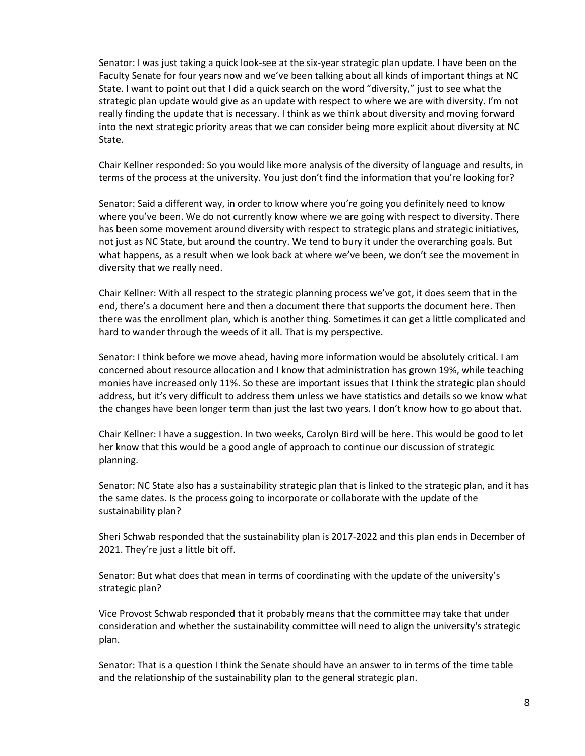Senator: I was just taking a quick look-see at the six-year strategic plan update. I have been on the Faculty Senate for four years now and we've been talking about all kinds of important things at NC State. I want to point out that I did a quick search on the word "diversity," just to see what the strategic plan update would give as an update with respect to where we are with diversity. I'm not really finding the update that is necessary. I think as we think about diversity and moving forward into the next strategic priority areas that we can consider being more explicit about diversity at NC State.

Chair Kellner responded: So you would like more analysis of the diversity of language and results, in terms of the process at the university. You just don't find the information that you're looking for?

Senator: Said a different way, in order to know where you're going you definitely need to know where you've been. We do not currently know where we are going with respect to diversity. There has been some movement around diversity with respect to strategic plans and strategic initiatives, not just as NC State, but around the country. We tend to bury it under the overarching goals. But what happens, as a result when we look back at where we've been, we don't see the movement in diversity that we really need.

Chair Kellner: With all respect to the strategic planning process we've got, it does seem that in the end, there's a document here and then a document there that supports the document here. Then there was the enrollment plan, which is another thing. Sometimes it can get a little complicated and hard to wander through the weeds of it all. That is my perspective.

Senator: I think before we move ahead, having more information would be absolutely critical. I am concerned about resource allocation and I know that administration has grown 19%, while teaching monies have increased only 11%. So these are important issues that I think the strategic plan should address, but it's very difficult to address them unless we have statistics and details so we know what the changes have been longer term than just the last two years. I don't know how to go about that.

Chair Kellner: I have a suggestion. In two weeks, Carolyn Bird will be here. This would be good to let her know that this would be a good angle of approach to continue our discussion of strategic planning.

Senator: NC State also has a sustainability strategic plan that is linked to the strategic plan, and it has the same dates. Is the process going to incorporate or collaborate with the update of the sustainability plan?

Sheri Schwab responded that the sustainability plan is 2017-2022 and this plan ends in December of 2021. They're just a little bit off.

Senator: But what does that mean in terms of coordinating with the update of the university's strategic plan?

Vice Provost Schwab responded that it probably means that the committee may take that under consideration and whether the sustainability committee will need to align the university's strategic plan.

Senator: That is a question I think the Senate should have an answer to in terms of the time table and the relationship of the sustainability plan to the general strategic plan.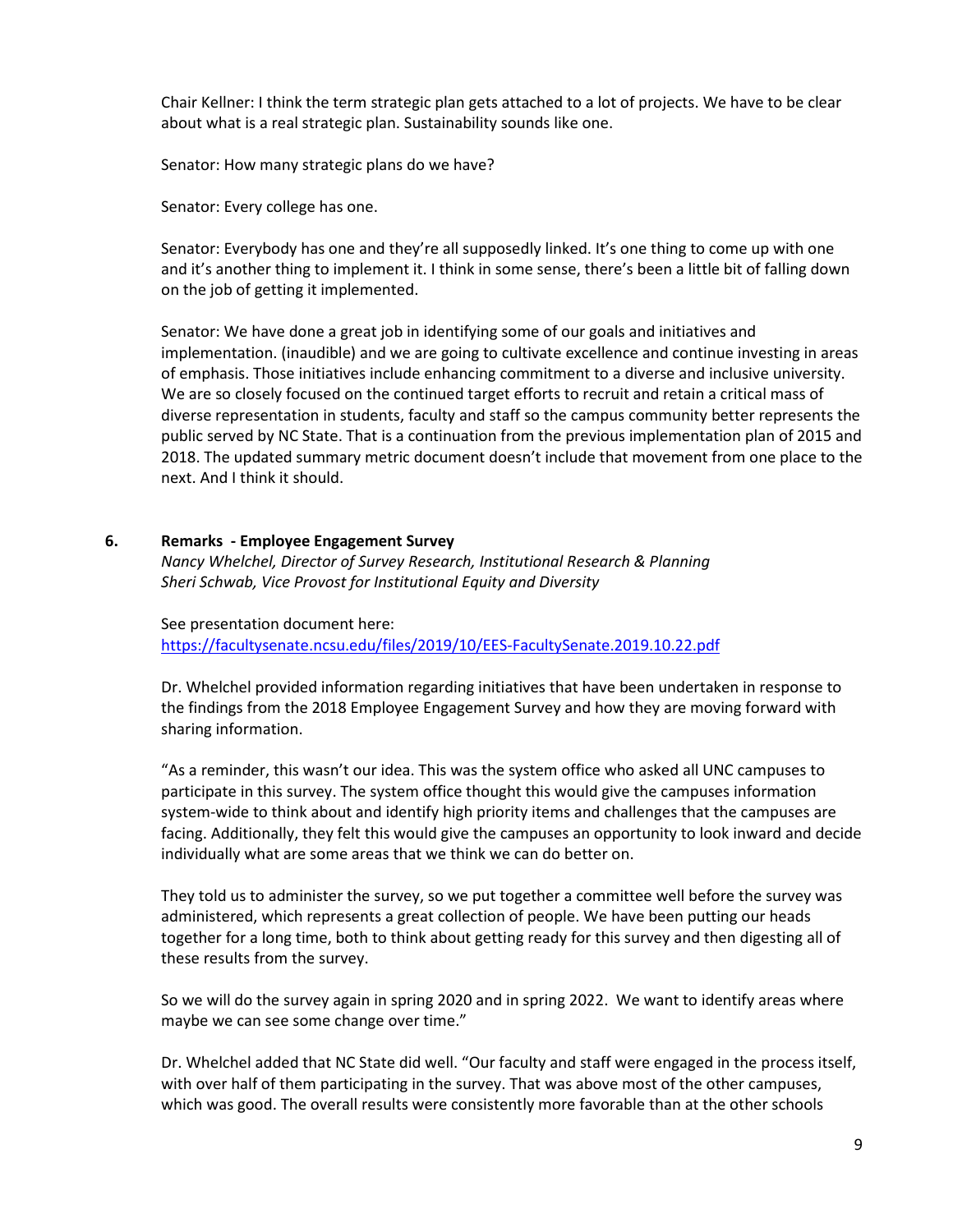Chair Kellner: I think the term strategic plan gets attached to a lot of projects. We have to be clear about what is a real strategic plan. Sustainability sounds like one.

Senator: How many strategic plans do we have?

Senator: Every college has one.

Senator: Everybody has one and they're all supposedly linked. It's one thing to come up with one and it's another thing to implement it. I think in some sense, there's been a little bit of falling down on the job of getting it implemented.

Senator: We have done a great job in identifying some of our goals and initiatives and implementation. (inaudible) and we are going to cultivate excellence and continue investing in areas of emphasis. Those initiatives include enhancing commitment to a diverse and inclusive university. We are so closely focused on the continued target efforts to recruit and retain a critical mass of diverse representation in students, faculty and staff so the campus community better represents the public served by NC State. That is a continuation from the previous implementation plan of 2015 and 2018. The updated summary metric document doesn't include that movement from one place to the next. And I think it should.

**6. Remarks - Employee Engagement Survey**
*Nancy Whelchel, Director of Survey Research, Institutional Research & Planning*
*Sheri Schwab, Vice Provost for Institutional Equity and Diversity*

See presentation document here:
https://facultysenate.ncsu.edu/files/2019/10/EES-FacultySenate.2019.10.22.pdf

Dr. Whelchel provided information regarding initiatives that have been undertaken in response to the findings from the 2018 Employee Engagement Survey and how they are moving forward with sharing information.

"As a reminder, this wasn't our idea. This was the system office who asked all UNC campuses to participate in this survey. The system office thought this would give the campuses information system-wide to think about and identify high priority items and challenges that the campuses are facing. Additionally, they felt this would give the campuses an opportunity to look inward and decide individually what are some areas that we think we can do better on.

They told us to administer the survey, so we put together a committee well before the survey was administered, which represents a great collection of people. We have been putting our heads together for a long time, both to think about getting ready for this survey and then digesting all of these results from the survey.

So we will do the survey again in spring 2020 and in spring 2022. We want to identify areas where maybe we can see some change over time."

Dr. Whelchel added that NC State did well. "Our faculty and staff were engaged in the process itself, with over half of them participating in the survey. That was above most of the other campuses, which was good. The overall results were consistently more favorable than at the other schools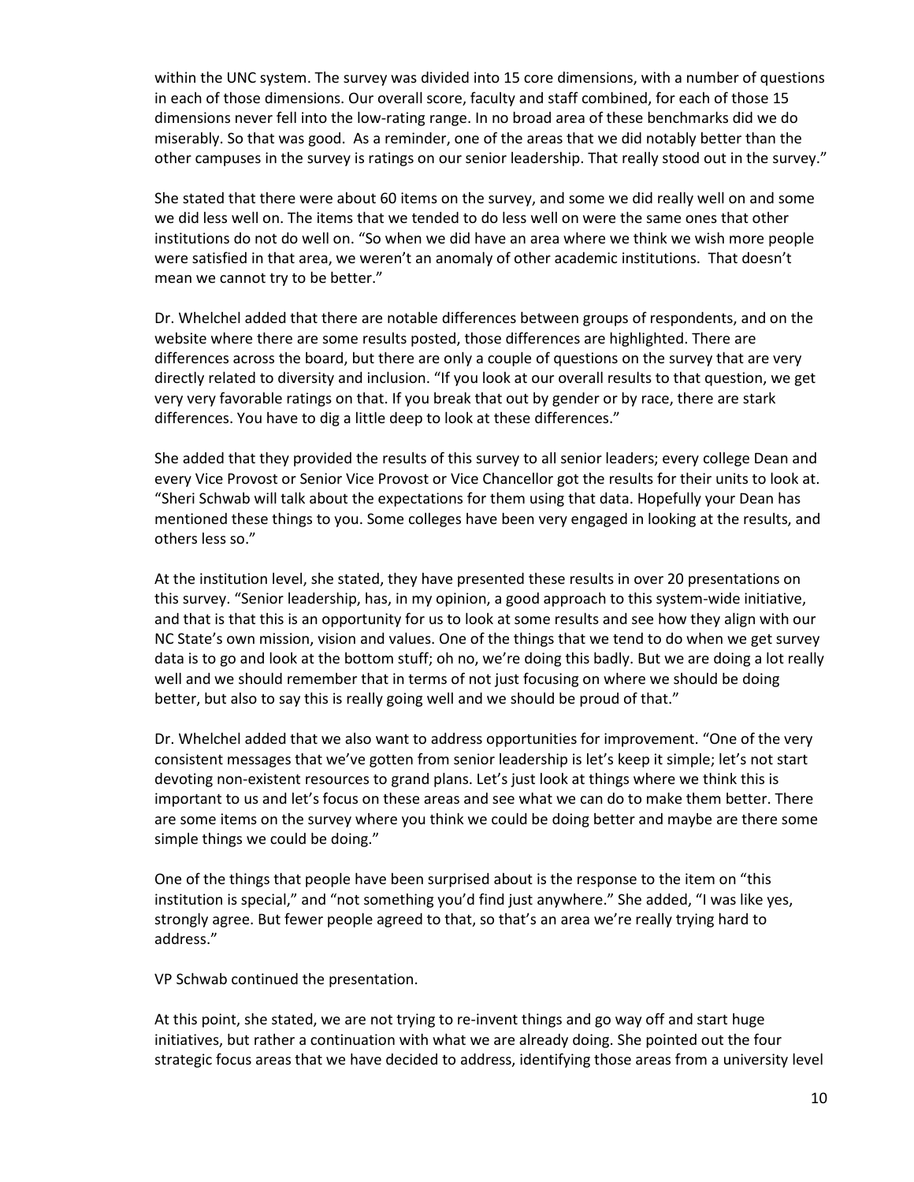within the UNC system. The survey was divided into 15 core dimensions, with a number of questions in each of those dimensions. Our overall score, faculty and staff combined, for each of those 15 dimensions never fell into the low-rating range. In no broad area of these benchmarks did we do miserably. So that was good. As a reminder, one of the areas that we did notably better than the other campuses in the survey is ratings on our senior leadership. That really stood out in the survey."

She stated that there were about 60 items on the survey, and some we did really well on and some we did less well on. The items that we tended to do less well on were the same ones that other institutions do not do well on. "So when we did have an area where we think we wish more people were satisfied in that area, we weren't an anomaly of other academic institutions. That doesn't mean we cannot try to be better."

Dr. Whelchel added that there are notable differences between groups of respondents, and on the website where there are some results posted, those differences are highlighted. There are differences across the board, but there are only a couple of questions on the survey that are very directly related to diversity and inclusion. "If you look at our overall results to that question, we get very very favorable ratings on that. If you break that out by gender or by race, there are stark differences. You have to dig a little deep to look at these differences."

She added that they provided the results of this survey to all senior leaders; every college Dean and every Vice Provost or Senior Vice Provost or Vice Chancellor got the results for their units to look at. "Sheri Schwab will talk about the expectations for them using that data. Hopefully your Dean has mentioned these things to you. Some colleges have been very engaged in looking at the results, and others less so."

At the institution level, she stated, they have presented these results in over 20 presentations on this survey. "Senior leadership, has, in my opinion, a good approach to this system-wide initiative, and that is that this is an opportunity for us to look at some results and see how they align with our NC State's own mission, vision and values. One of the things that we tend to do when we get survey data is to go and look at the bottom stuff; oh no, we're doing this badly. But we are doing a lot really well and we should remember that in terms of not just focusing on where we should be doing better, but also to say this is really going well and we should be proud of that."

Dr. Whelchel added that we also want to address opportunities for improvement. "One of the very consistent messages that we've gotten from senior leadership is let's keep it simple; let's not start devoting non-existent resources to grand plans. Let's just look at things where we think this is important to us and let's focus on these areas and see what we can do to make them better. There are some items on the survey where you think we could be doing better and maybe are there some simple things we could be doing."

One of the things that people have been surprised about is the response to the item on "this institution is special," and "not something you'd find just anywhere." She added, "I was like yes, strongly agree. But fewer people agreed to that, so that's an area we're really trying hard to address."

VP Schwab continued the presentation.

At this point, she stated, we are not trying to re-invent things and go way off and start huge initiatives, but rather a continuation with what we are already doing. She pointed out the four strategic focus areas that we have decided to address, identifying those areas from a university level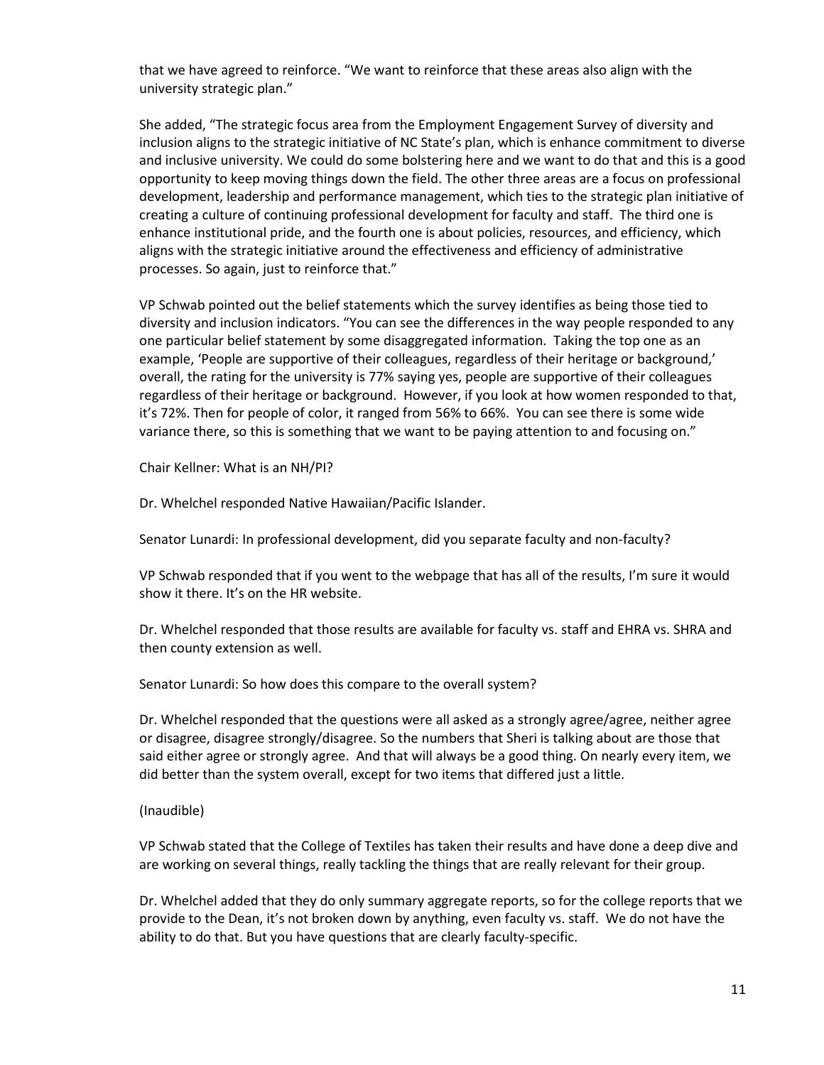that we have agreed to reinforce. "We want to reinforce that these areas also align with the university strategic plan."

She added, "The strategic focus area from the Employment Engagement Survey of diversity and inclusion aligns to the strategic initiative of NC State's plan, which is enhance commitment to diverse and inclusive university. We could do some bolstering here and we want to do that and this is a good opportunity to keep moving things down the field. The other three areas are a focus on professional development, leadership and performance management, which ties to the strategic plan initiative of creating a culture of continuing professional development for faculty and staff. The third one is enhance institutional pride, and the fourth one is about policies, resources, and efficiency, which aligns with the strategic initiative around the effectiveness and efficiency of administrative processes. So again, just to reinforce that."

VP Schwab pointed out the belief statements which the survey identifies as being those tied to diversity and inclusion indicators. "You can see the differences in the way people responded to any one particular belief statement by some disaggregated information. Taking the top one as an example, 'People are supportive of their colleagues, regardless of their heritage or background,' overall, the rating for the university is 77% saying yes, people are supportive of their colleagues regardless of their heritage or background. However, if you look at how women responded to that, it's 72%. Then for people of color, it ranged from 56% to 66%. You can see there is some wide variance there, so this is something that we want to be paying attention to and focusing on."

Chair Kellner: What is an NH/PI?

Dr. Whelchel responded Native Hawaiian/Pacific Islander.

Senator Lunardi: In professional development, did you separate faculty and non-faculty?

VP Schwab responded that if you went to the webpage that has all of the results, I'm sure it would show it there. It's on the HR website.

Dr. Whelchel responded that those results are available for faculty vs. staff and EHRA vs. SHRA and then county extension as well.

Senator Lunardi: So how does this compare to the overall system?

Dr. Whelchel responded that the questions were all asked as a strongly agree/agree, neither agree or disagree, disagree strongly/disagree. So the numbers that Sheri is talking about are those that said either agree or strongly agree. And that will always be a good thing. On nearly every item, we did better than the system overall, except for two items that differed just a little.

(Inaudible)

VP Schwab stated that the College of Textiles has taken their results and have done a deep dive and are working on several things, really tackling the things that are really relevant for their group.

Dr. Whelchel added that they do only summary aggregate reports, so for the college reports that we provide to the Dean, it's not broken down by anything, even faculty vs. staff. We do not have the ability to do that. But you have questions that are clearly faculty-specific.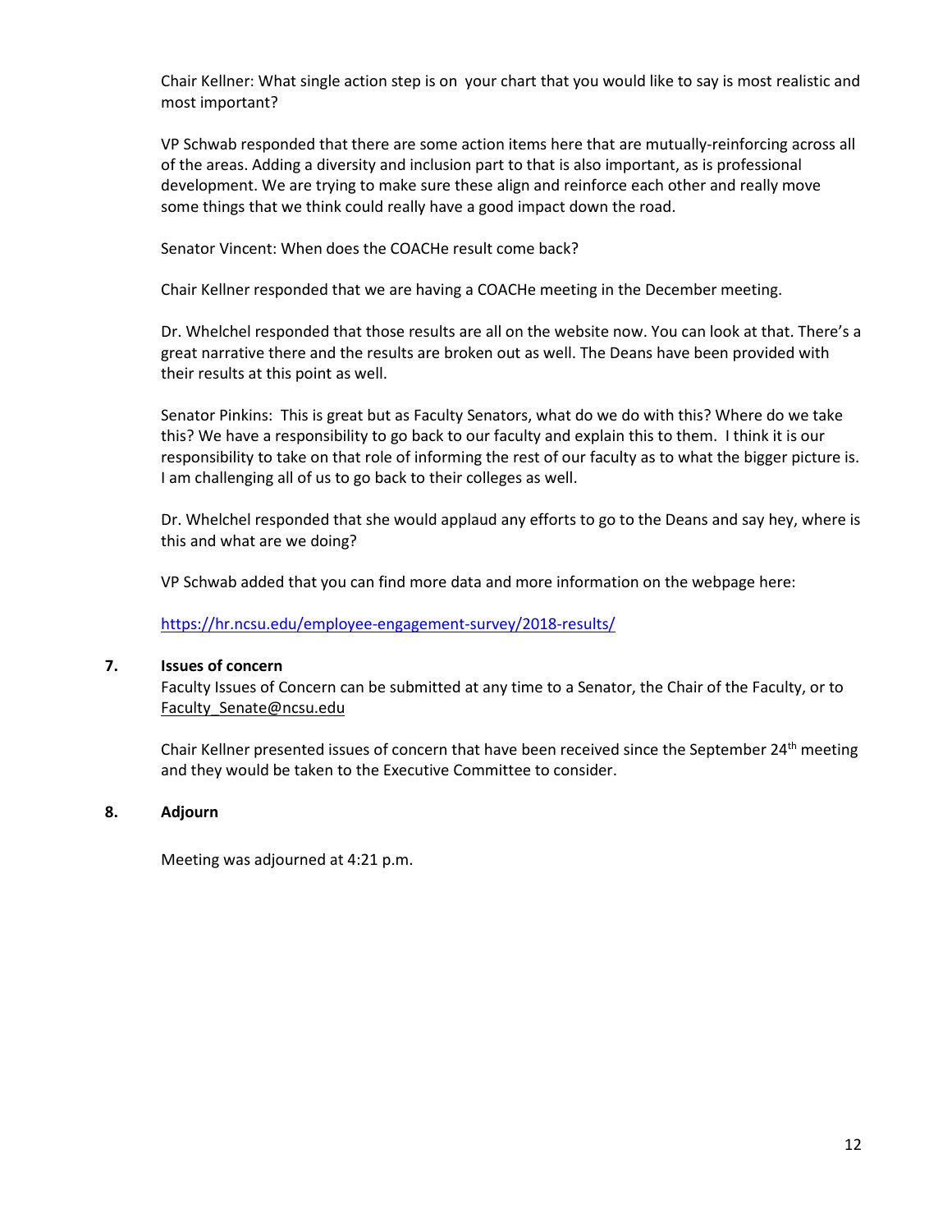Chair Kellner: What single action step is on  your chart that you would like to say is most realistic and most important?

VP Schwab responded that there are some action items here that are mutually-reinforcing across all of the areas. Adding a diversity and inclusion part to that is also important, as is professional development. We are trying to make sure these align and reinforce each other and really move some things that we think could really have a good impact down the road.

Senator Vincent: When does the COACHe result come back?

Chair Kellner responded that we are having a COACHe meeting in the December meeting.

Dr. Whelchel responded that those results are all on the website now. You can look at that. There's a great narrative there and the results are broken out as well. The Deans have been provided with their results at this point as well.

Senator Pinkins:  This is great but as Faculty Senators, what do we do with this? Where do we take this? We have a responsibility to go back to our faculty and explain this to them.  I think it is our responsibility to take on that role of informing the rest of our faculty as to what the bigger picture is. I am challenging all of us to go back to their colleges as well.

Dr. Whelchel responded that she would applaud any efforts to go to the Deans and say hey, where is this and what are we doing?

VP Schwab added that you can find more data and more information on the webpage here:

https://hr.ncsu.edu/employee-engagement-survey/2018-results/

**7. Issues of concern**

Faculty Issues of Concern can be submitted at any time to a Senator, the Chair of the Faculty, or to Faculty_Senate@ncsu.edu

Chair Kellner presented issues of concern that have been received since the September 24th meeting and they would be taken to the Executive Committee to consider.

**8. Adjourn**

Meeting was adjourned at 4:21 p.m.